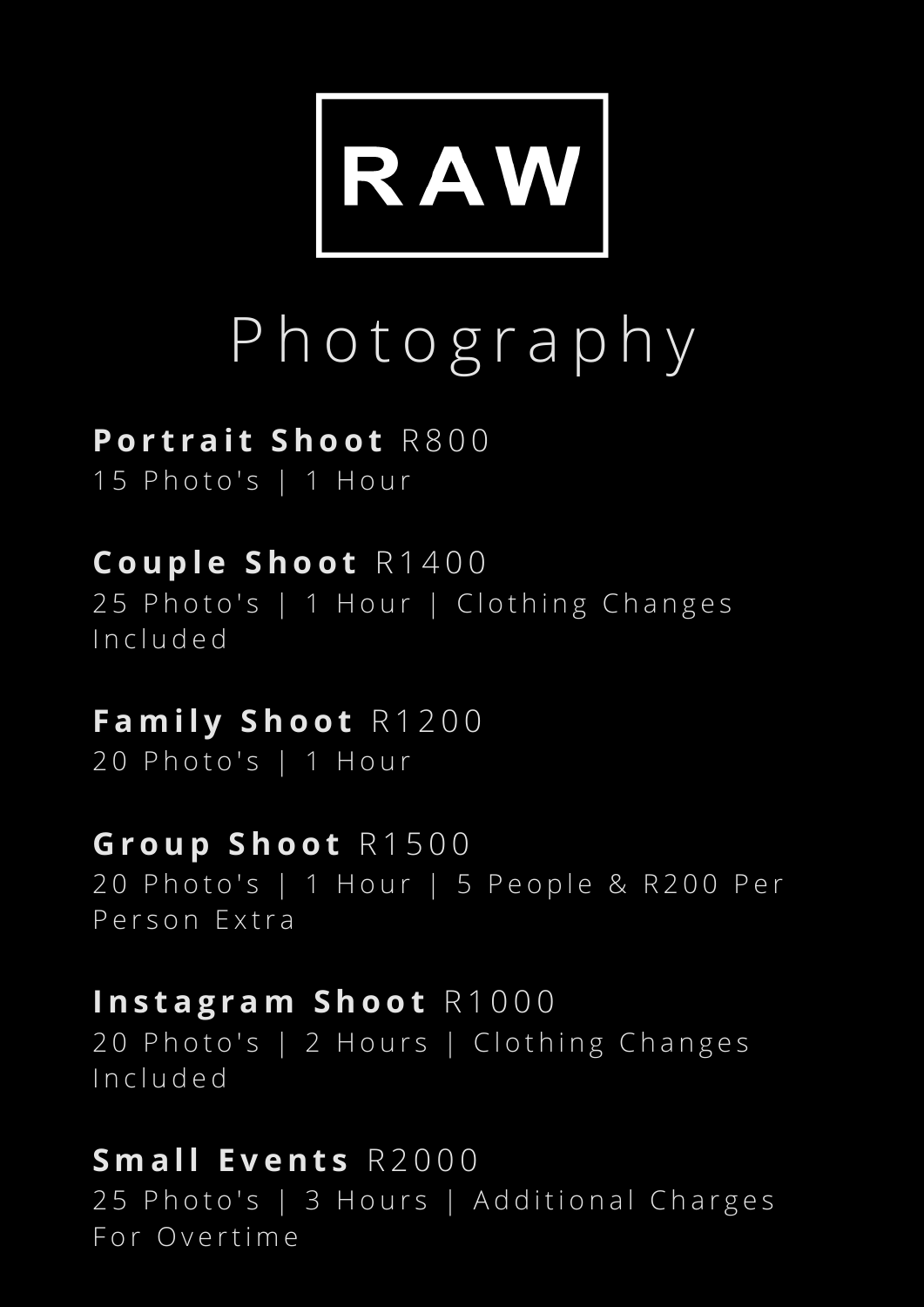# RAW

## Photography

**Portrait Shoot** R800
15 Photo's | 1 Hour

**Couple Shoot** R1400
25 Photo's | 1 Hour | Clothing Changes Included

**Family Shoot** R1200
20 Photo's | 1 Hour

**Group Shoot** R1500
20 Photo's | 1 Hour | 5 People & R200 Per Person Extra

**Instagram Shoot** R1000
20 Photo's | 2 Hours | Clothing Changes Included

**Small Events** R2000
25 Photo's | 3 Hours | Additional Charges For Overtime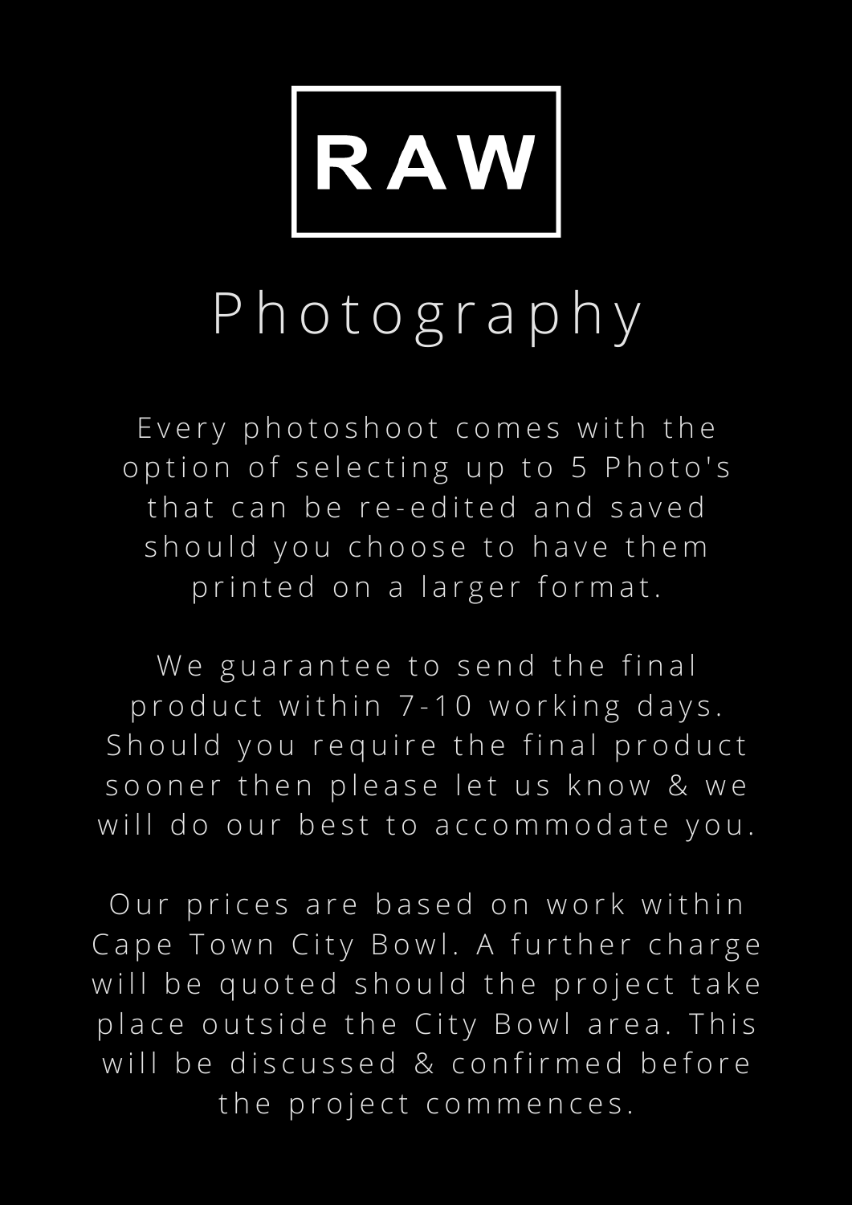# RAW

## Photography

Every photoshoot comes with the option of selecting up to 5 Photo's that can be re-edited and saved should you choose to have them printed on a larger format.

We guarantee to send the final product within 7-10 working days. Should you require the final product sooner then please let us know & we will do our best to accommodate you.

Our prices are based on work within Cape Town City Bowl. A further charge will be quoted should the project take place outside the City Bowl area. This will be discussed & confirmed before the project commences.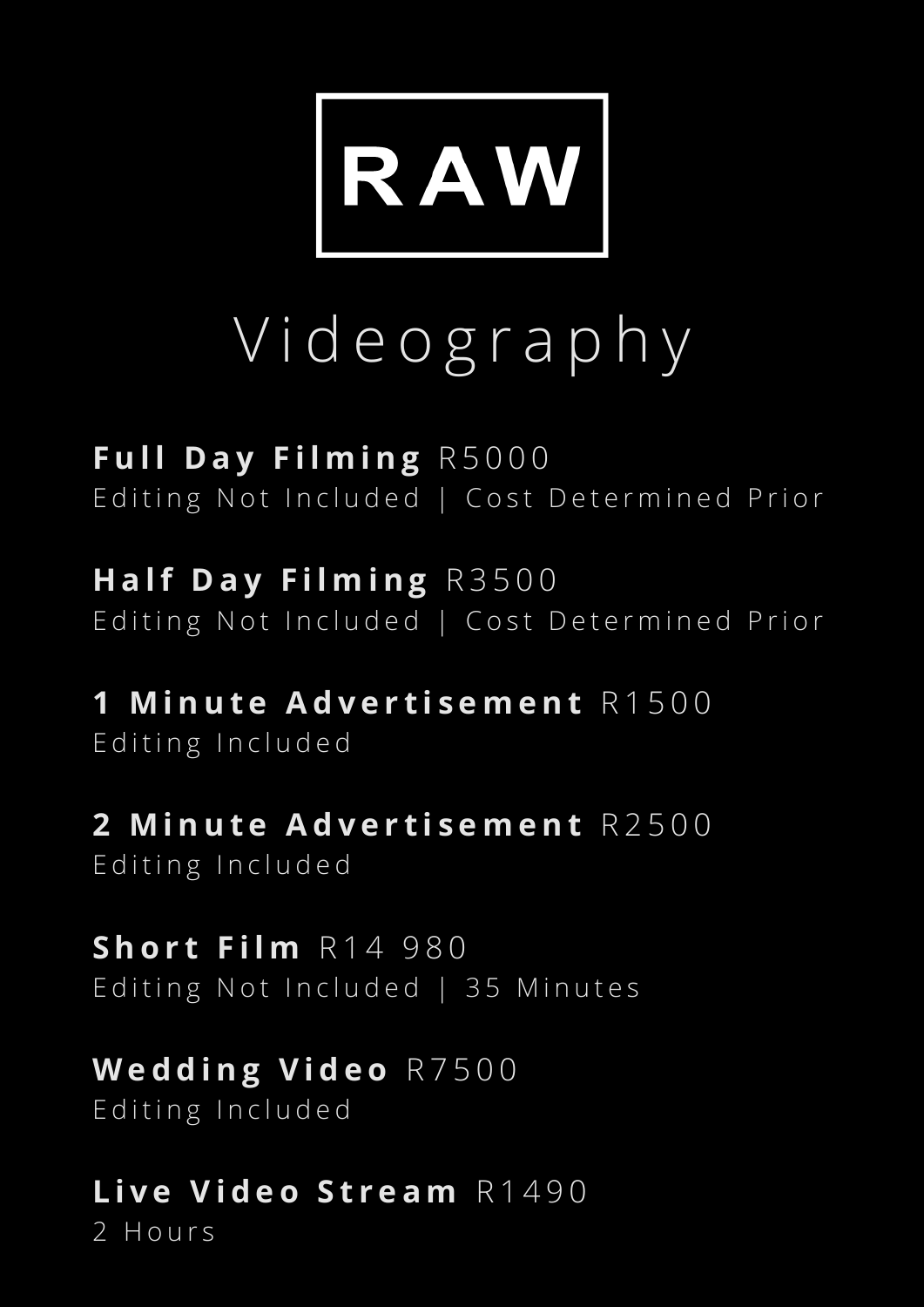# RAW

## Videography

**Full Day Filming** R5000
Editing Not Included | Cost Determined Prior

**Half Day Filming** R3500
Editing Not Included | Cost Determined Prior

**1 Minute Advertisement** R1500
Editing Included

**2 Minute Advertisement** R2500
Editing Included

**Short Film** R14 980
Editing Not Included | 35 Minutes

**Wedding Video** R7500
Editing Included

**Live Video Stream** R1490
2 Hours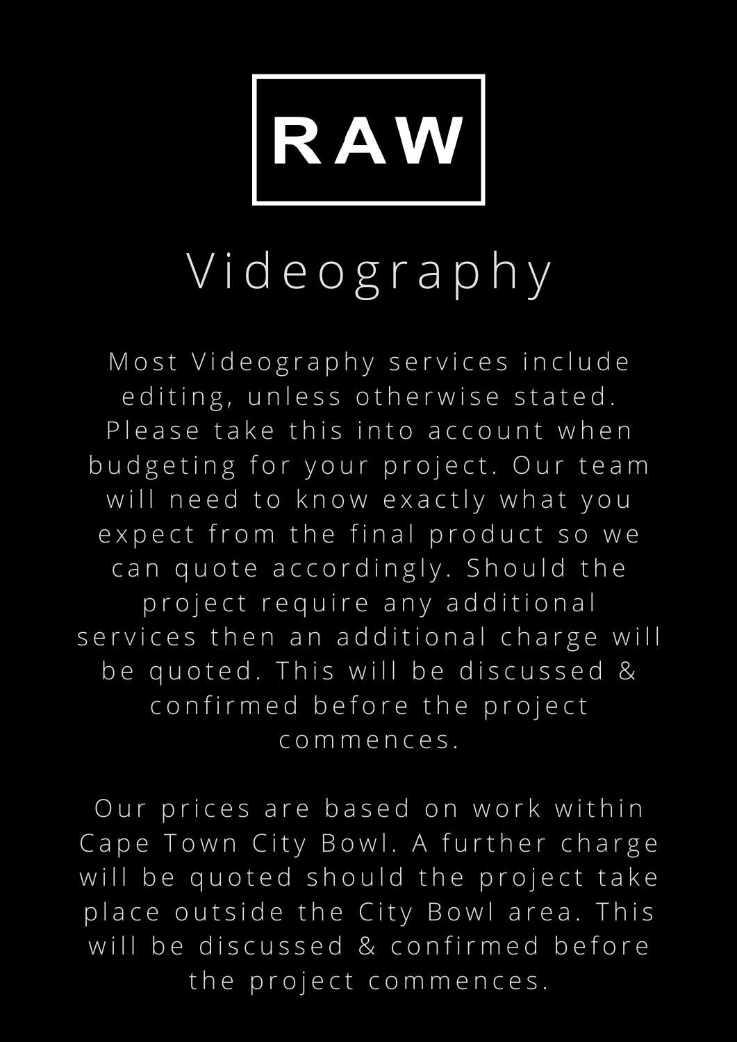# RAW

## Videography

Most Videography services include editing, unless otherwise stated. Please take this into account when budgeting for your project. Our team will need to know exactly what you expect from the final product so we can quote accordingly. Should the project require any additional services then an additional charge will be quoted. This will be discussed & confirmed before the project commences.

Our prices are based on work within Cape Town City Bowl. A further charge will be quoted should the project take place outside the City Bowl area. This will be discussed & confirmed before the project commences.